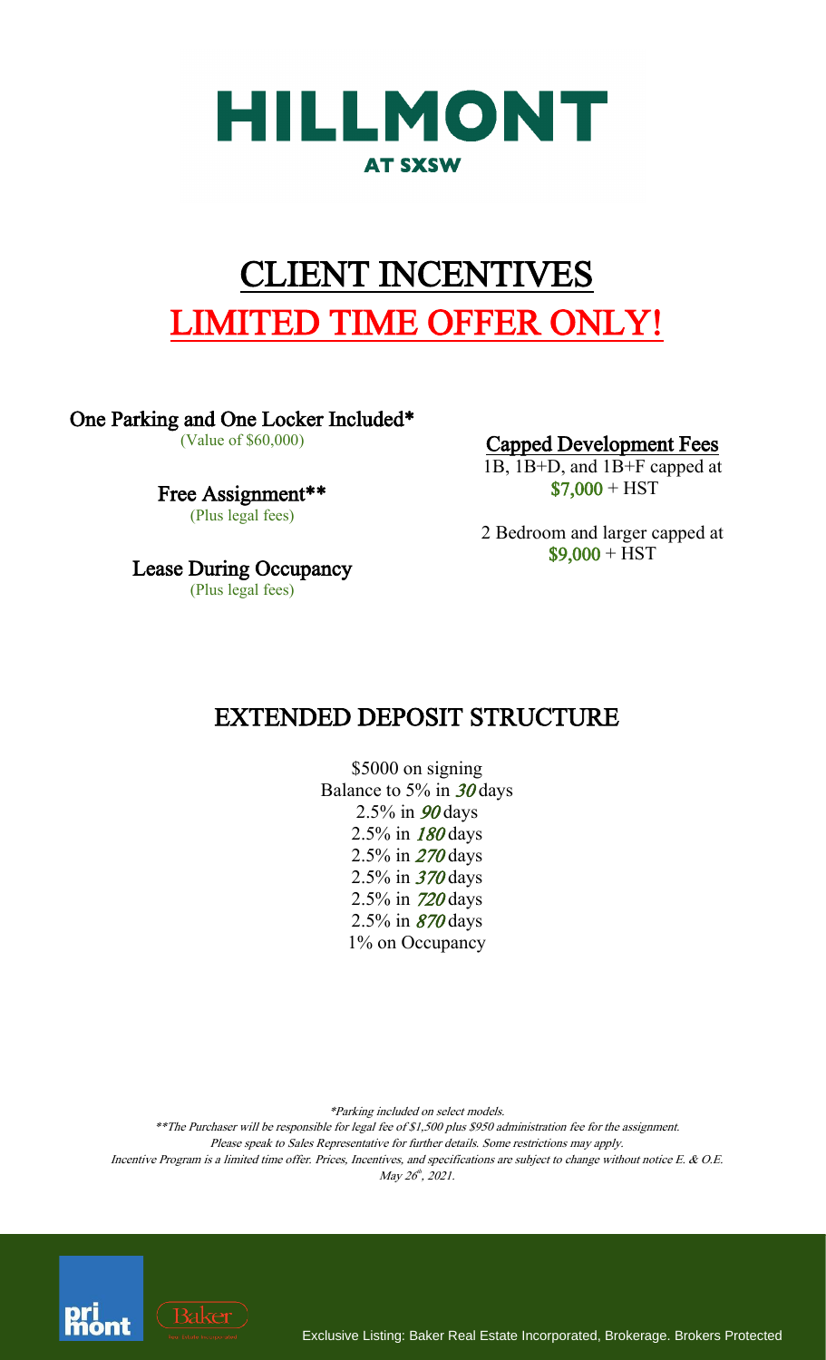# HILLMONT

**AT SXSW**

# CLIENT INCENTIVES

# LIMITED TIME OFFER ONLY!

**One Parking and One Locker Included***

(Value of $60,000)

**Free Assignment****

(Plus legal fees)

**Lease During Occupancy**

(Plus legal fees)

**Capped Development Fees**

1B, 1B+D, and 1B+F capped at **$7,000** + HST

2 Bedroom and larger capped at **$9,000** + HST

## EXTENDED DEPOSIT STRUCTURE

$5000 on signing
Balance to 5% in ***30*** days
2.5% in ***90*** days
2.5% in ***180*** days
2.5% in ***270*** days
2.5% in ***370*** days
2.5% in ***720*** days
2.5% in ***870*** days
1% on Occupancy

*\*Parking included on select models.*

*\*\*The Purchaser will be responsible for legal fee of $1,500 plus $950 administration fee for the assignment.*

*Please speak to Sales Representative for further details. Some restrictions may apply.*

*Incentive Program is a limited time offer. Prices, Incentives, and specifications are subject to change without notice E. & O.E.*

*May 26th, 2021.*

primont Baker

Exclusive Listing: Baker Real Estate Incorporated, Brokerage. Brokers Protected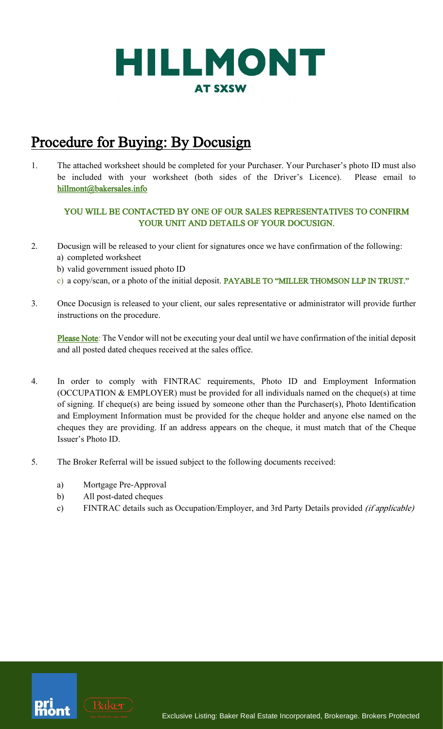# HILLMONT
## AT SXSW

## Procedure for Buying: By Docusign

1. The attached worksheet should be completed for your Purchaser. Your Purchaser's photo ID must also be included with your worksheet (both sides of the Driver's Licence). Please email to hillmont@bakersales.info

   **YOU WILL BE CONTACTED BY ONE OF OUR SALES REPRESENTATIVES TO CONFIRM YOUR UNIT AND DETAILS OF YOUR DOCUSIGN.**

2. Docusign will be released to your client for signatures once we have confirmation of the following:
   a) completed worksheet
   b) valid government issued photo ID
   c) a copy/scan, or a photo of the initial deposit. **PAYABLE TO "MILLER THOMSON LLP IN TRUST."**

3. Once Docusign is released to your client, our sales representative or administrator will provide further instructions on the procedure.

   Please Note: The Vendor will not be executing your deal until we have confirmation of the initial deposit and all posted dated cheques received at the sales office.

4. In order to comply with FINTRAC requirements, Photo ID and Employment Information (OCCUPATION & EMPLOYER) must be provided for all individuals named on the cheque(s) at time of signing. If cheque(s) are being issued by someone other than the Purchaser(s), Photo Identification and Employment Information must be provided for the cheque holder and anyone else named on the cheques they are providing. If an address appears on the cheque, it must match that of the Cheque Issuer's Photo ID.

5. The Broker Referral will be issued subject to the following documents received:

   a) Mortgage Pre-Approval
   b) All post-dated cheques
   c) FINTRAC details such as Occupation/Employer, and 3rd Party Details provided *(if applicable)*

Exclusive Listing: Baker Real Estate Incorporated, Brokerage. Brokers Protected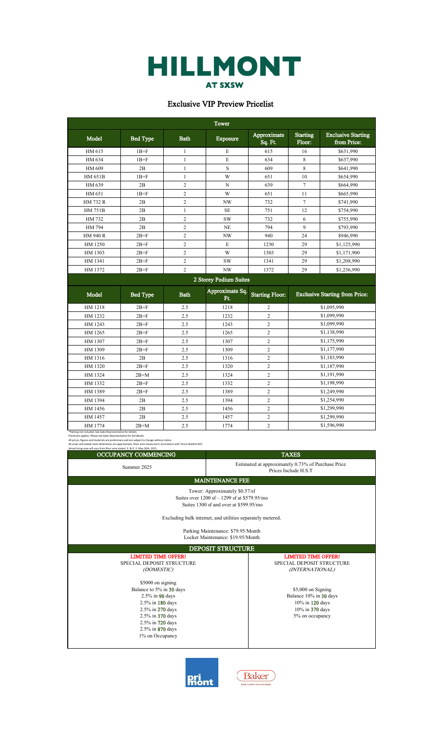# HILLMONT

## AT SXSW

## Exclusive VIP Preview Pricelist

| Tower | | | | | | |
|---|---|---|---|---|---|---|
| **Model** | **Bed Type** | **Bath** | **Exposure** | **Approximate Sq. Ft.** | **Starting Floor:** | **Exclusive Starting from Price:** |
| HM 615 | 1B+F | 1 | E | 615 | 16 | $631,990 |
| HM 634 | 1B+F | 1 | E | 634 | 8 | $637,990 |
| HM 609 | 2B | 1 | S | 609 | 8 | $641,990 |
| HM 651B | 1B+F | 1 | W | 651 | 10 | $654,990 |
| HM 639 | 2B | 2 | N | 639 | 7 | $664,990 |
| HM 651 | 1B+F | 2 | W | 651 | 11 | $665,990 |
| HM 732 R | 2B | 2 | NW | 732 | 7 | $741,990 |
| HM 751B | 2B | 1 | SE | 751 | 12 | $754,990 |
| HM 732 | 2B | 2 | SW | 732 | 6 | $755,990 |
| HM 794 | 2B | 2 | NE | 794 | 9 | $793,990 |
| HM 940 R | 2B+F | 2 | NW | 940 | 24 | $946,990 |
| HM 1250 | 2B+F | 2 | E | 1250 | 29 | $1,125,990 |
| HM 1303 | 2B+F | 2 | W | 1303 | 29 | $1,171,900 |
| HM 1341 | 2B+F | 2 | SW | 1341 | 29 | $1,208,990 |
| HM 1372 | 2B+F | 2 | NW | 1372 | 29 | $1,236,990 |

| 2 Storey Podium Suites | | | | | |
|---|---|---|---|---|---|
| **Model** | **Bed Type** | **Bath** | **Approximate Sq. Ft.** | **Starting Floor:** | **Exclusive Starting from Price:** |
| HM 1218 | 2B+F | 2.5 | 1218 | 2 | $1,095,990 |
| HM 1232 | 2B+F | 2.5 | 1232 | 2 | $1,099,990 |
| HM 1243 | 2B+F | 2.5 | 1243 | 2 | $1,099,990 |
| HM 1265 | 2B+F | 2.5 | 1265 | 2 | $1,138,990 |
| HM 1307 | 2B+F | 2.5 | 1307 | 2 | $1,175,990 |
| HM 1309 | 2B+F | 2.5 | 1309 | 2 | $1,177,990 |
| HM 1316 | 2B | 2.5 | 1316 | 2 | $1,183,990 |
| HM 1320 | 2B+F | 2.5 | 1320 | 2 | $1,187,990 |
| HM 1324 | 2B+M | 2.5 | 1324 | 2 | $1,191,990 |
| HM 1332 | 2B+F | 2.5 | 1332 | 2 | $1,198,990 |
| HM 1389 | 2B+F | 2.5 | 1389 | 2 | $1,249,990 |
| HM 1394 | 2B | 2.5 | 1394 | 2 | $1,254,990 |
| HM 1456 | 2B | 2.5 | 1456 | 2 | $1,299,990 |
| HM 1457 | 2B | 2.5 | 1457 | 2 | $1,299,990 |
| HM 1774 | 2B+M | 2.5 | 1774 | 2 | $1,596,990 |

*Parking not included. See Sales Representative for details.
Premiums applies. Please see Sales Representative for full details.
All prices, figures and materials are preliminary and are subject to change without notice.
All areas and stated room dimensions are approximate. Floor area measured in accordance with Tarion Bulletin #22.
Actual living area will vary from floor area stated. E. & O. E. May 26th, 2021.

| OCCUPANCY COMMENCING | TAXES |
|---|---|
| Summer 2025 | Estimated at approximately 0.73% of Purchase Price<br>Prices Include H.S.T |

### MAINTENANCE FEE

Tower: Approximately $0.57/sf
Suites over 1200 sf – 1299 sf at $579.95/mo
Suites 1300 sf and over at $599.95/mo

Excluding bulk internet, and utilities separately metered.

Parking Maintenance: $79.95/Month
Locker Maintenance: $19.95/Month

### DEPOSIT STRUCTURE

**LIMITED TIME OFFER!**
SPECIAL DEPOSIT STRUCTURE
*(DOMESTIC)*

$5000 on signing
Balance to 5% in 30 days
2.5% in 90 days
2.5% in 180 days
2.5% in 270 days
2.5% in 370 days
2.5% in 720 days
2.5% in 870 days
1% on Occupancy

**LIMITED TIME OFFER!**
SPECIAL DEPOSIT STRUCTURE
*(INTERNATIONAL)*

$5,000 on Signing
Balance 10% in 30 days
10% in 120 days
10% in 370 days
5% on occupancy

primont

Baker
Real Estate Incorporated